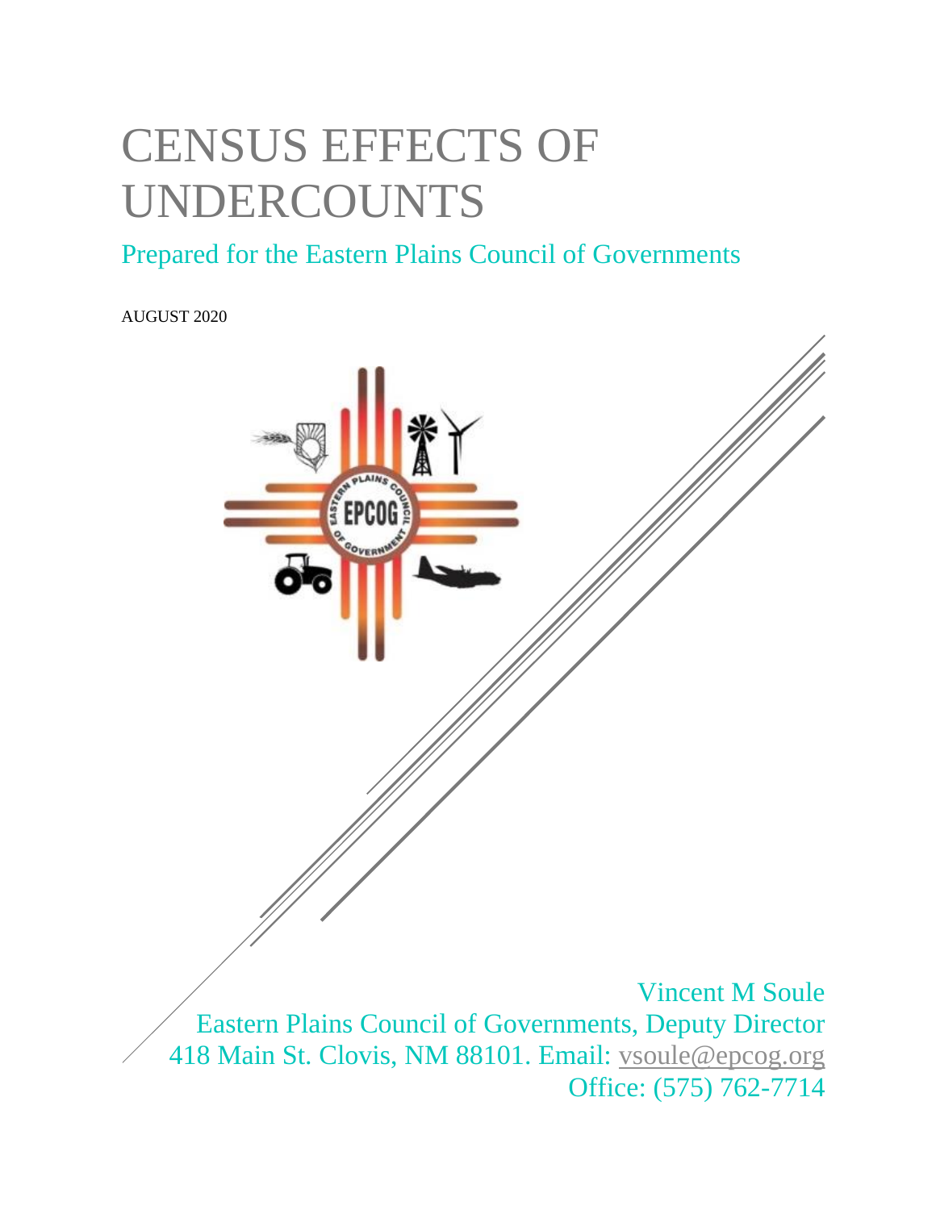# CENSUS EFFECTS OF UNDERCOUNTS

## Prepared for the Eastern Plains Council of Governments

AUGUST 2020

Vincent M Soule
Eastern Plains Council of Governments, Deputy Director
418 Main St. Clovis, NM 88101. Email: vsoule@epcog.org
Office: (575) 762-7714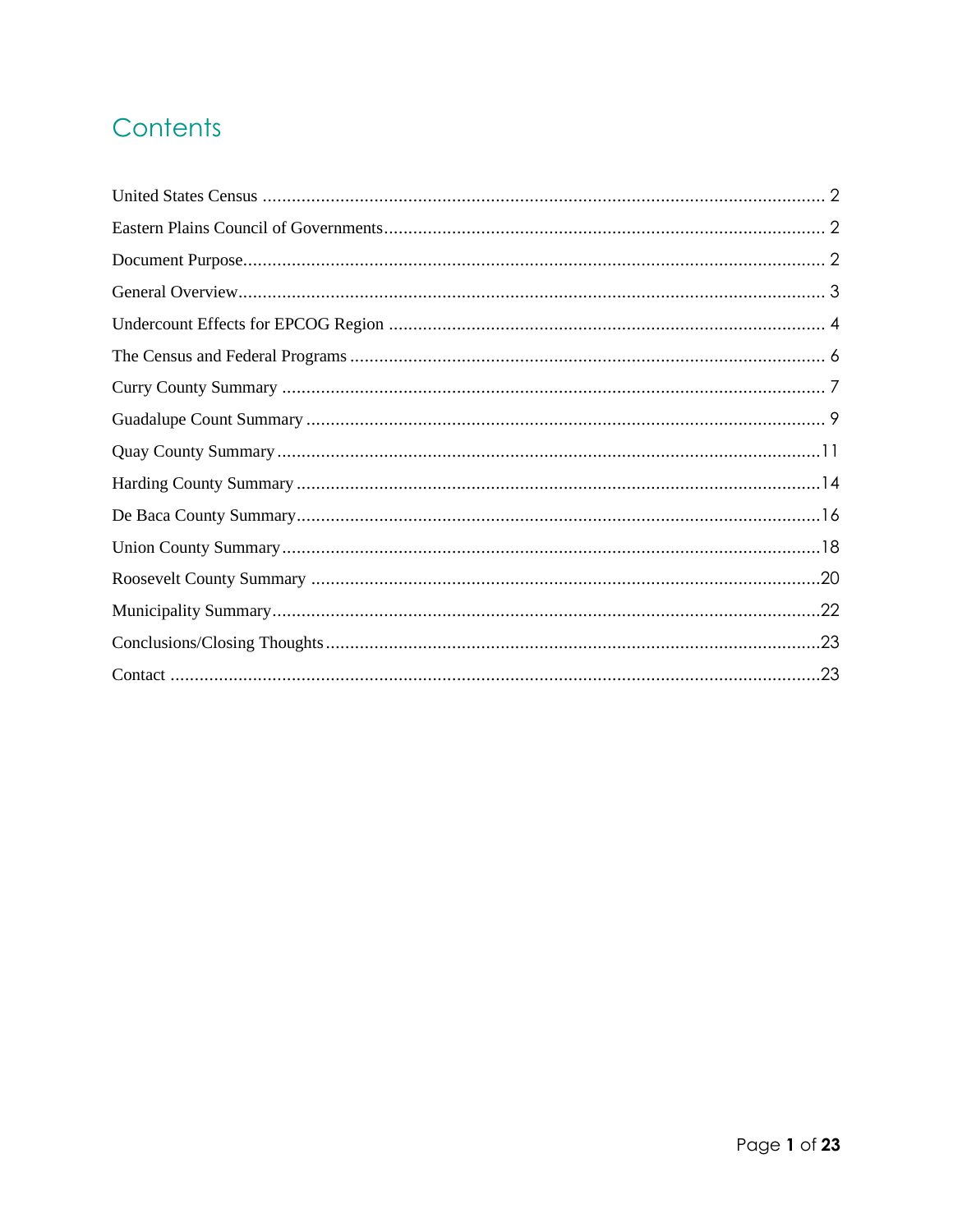# Contents

United States Census ........................................................................................................ 2

Eastern Plains Council of Governments........................................................................... 2

Document Purpose........................................................................................................... 2

General Overview.............................................................................................................. 3

Undercount Effects for EPCOG Region ........................................................................... 4

The Census and Federal Programs .................................................................................. 6

Curry County Summary ................................................................................................... 7

Guadalupe Count Summary ............................................................................................ 9

Quay County Summary .................................................................................................... 11

Harding County Summary ................................................................................................ 14

De Baca County Summary................................................................................................ 16

Union County Summary.................................................................................................... 18

Roosevelt County Summary ............................................................................................. 20

Municipality Summary....................................................................................................... 22

Conclusions/Closing Thoughts.......................................................................................... 23

Contact ............................................................................................................................. 23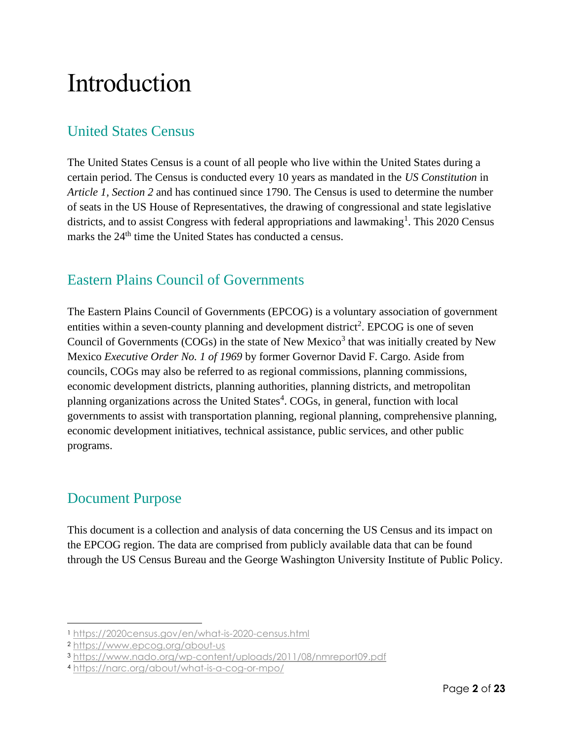# Introduction

## United States Census

The United States Census is a count of all people who live within the United States during a certain period. The Census is conducted every 10 years as mandated in the *US Constitution* in *Article 1, Section 2* and has continued since 1790. The Census is used to determine the number of seats in the US House of Representatives, the drawing of congressional and state legislative districts, and to assist Congress with federal appropriations and lawmaking[1]. This 2020 Census marks the 24th time the United States has conducted a census.

## Eastern Plains Council of Governments

The Eastern Plains Council of Governments (EPCOG) is a voluntary association of government entities within a seven-county planning and development district[2]. EPCOG is one of seven Council of Governments (COGs) in the state of New Mexico[3] that was initially created by New Mexico *Executive Order No. 1 of 1969* by former Governor David F. Cargo. Aside from councils, COGs may also be referred to as regional commissions, planning commissions, economic development districts, planning authorities, planning districts, and metropolitan planning organizations across the United States[4]. COGs, in general, function with local governments to assist with transportation planning, regional planning, comprehensive planning, economic development initiatives, technical assistance, public services, and other public programs.

## Document Purpose

This document is a collection and analysis of data concerning the US Census and its impact on the EPCOG region. The data are comprised from publicly available data that can be found through the US Census Bureau and the George Washington University Institute of Public Policy.

---

[1] https://2020census.gov/en/what-is-2020-census.html
[2] https://www.epcog.org/about-us
[3] https://www.nado.org/wp-content/uploads/2011/08/nmreport09.pdf
[4] https://narc.org/about/what-is-a-cog-or-mpo/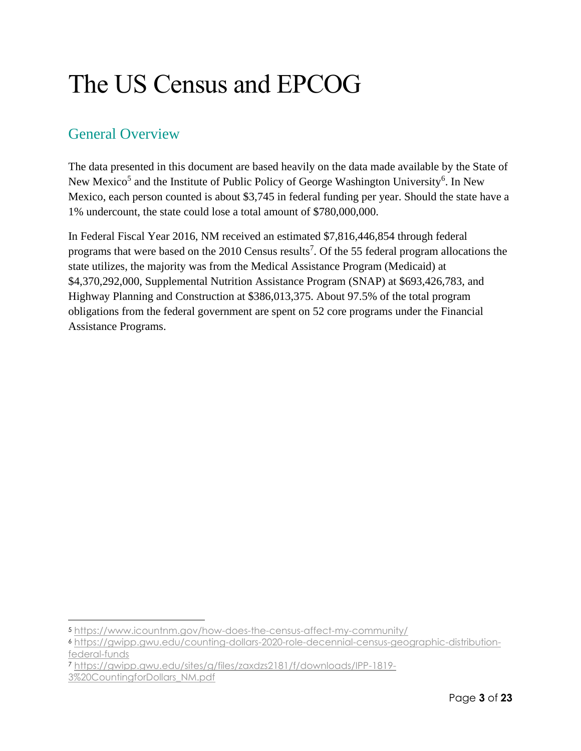# The US Census and EPCOG

## General Overview

The data presented in this document are based heavily on the data made available by the State of New Mexico[5] and the Institute of Public Policy of George Washington University[6]. In New Mexico, each person counted is about $3,745 in federal funding per year. Should the state have a 1% undercount, the state could lose a total amount of $780,000,000.

In Federal Fiscal Year 2016, NM received an estimated $7,816,446,854 through federal programs that were based on the 2010 Census results[7]. Of the 55 federal program allocations the state utilizes, the majority was from the Medical Assistance Program (Medicaid) at $4,370,292,000, Supplemental Nutrition Assistance Program (SNAP) at $693,426,783, and Highway Planning and Construction at $386,013,375. About 97.5% of the total program obligations from the federal government are spent on 52 core programs under the Financial Assistance Programs.

---

[5] https://www.icountnm.gov/how-does-the-census-affect-my-community/

[6] https://gwipp.gwu.edu/counting-dollars-2020-role-decennial-census-geographic-distribution-federal-funds

[7] https://gwipp.gwu.edu/sites/g/files/zaxdzs2181/f/downloads/IPP-1819-3%20CountingforDollars_NM.pdf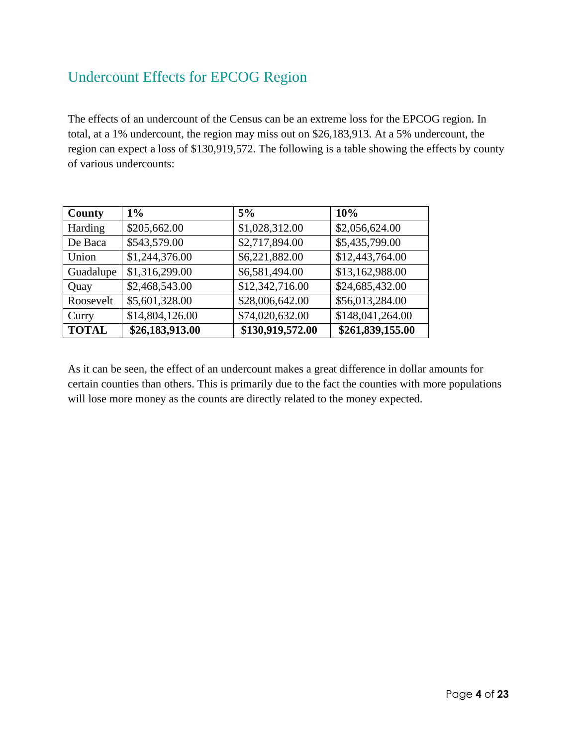## Undercount Effects for EPCOG Region

The effects of an undercount of the Census can be an extreme loss for the EPCOG region. In total, at a 1% undercount, the region may miss out on $26,183,913. At a 5% undercount, the region can expect a loss of $130,919,572. The following is a table showing the effects by county of various undercounts:

| **County** | **1%** | **5%** | **10%** |
|---|---|---|---|
| Harding | $205,662.00 | $1,028,312.00 | $2,056,624.00 |
| De Baca | $543,579.00 | $2,717,894.00 | $5,435,799.00 |
| Union | $1,244,376.00 | $6,221,882.00 | $12,443,764.00 |
| Guadalupe | $1,316,299.00 | $6,581,494.00 | $13,162,988.00 |
| Quay | $2,468,543.00 | $12,342,716.00 | $24,685,432.00 |
| Roosevelt | $5,601,328.00 | $28,006,642.00 | $56,013,284.00 |
| Curry | $14,804,126.00 | $74,020,632.00 | $148,041,264.00 |
| **TOTAL** | **$26,183,913.00** | **$130,919,572.00** | **$261,839,155.00** |

As it can be seen, the effect of an undercount makes a great difference in dollar amounts for certain counties than others. This is primarily due to the fact the counties with more populations will lose more money as the counts are directly related to the money expected.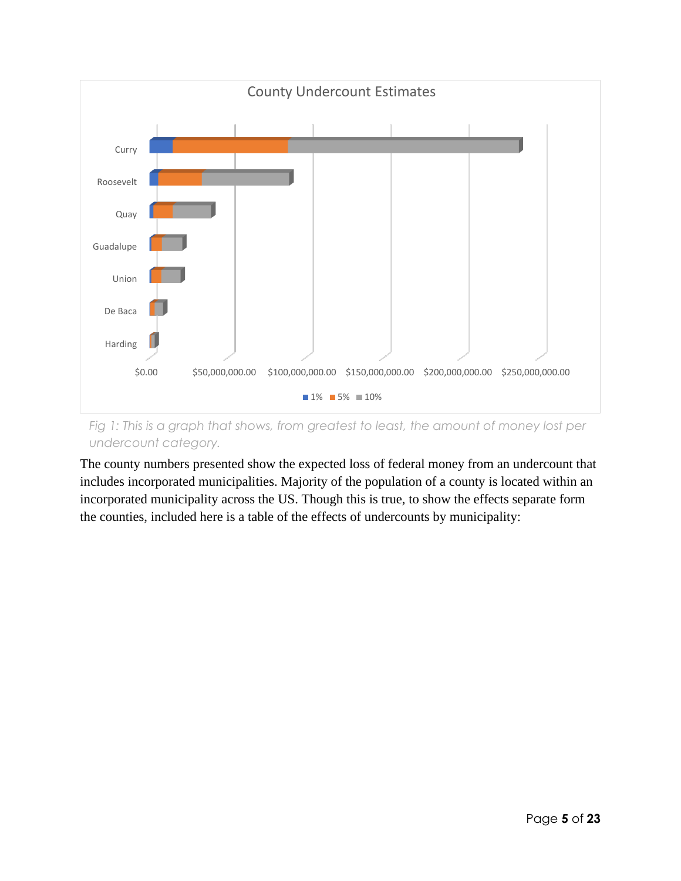Fig 1: This is a graph that shows, from greatest to least, the amount of money lost per undercount category.

The county numbers presented show the expected loss of federal money from an undercount that includes incorporated municipalities. Majority of the population of a county is located within an incorporated municipality across the US. Though this is true, to show the effects separate form the counties, included here is a table of the effects of undercounts by municipality: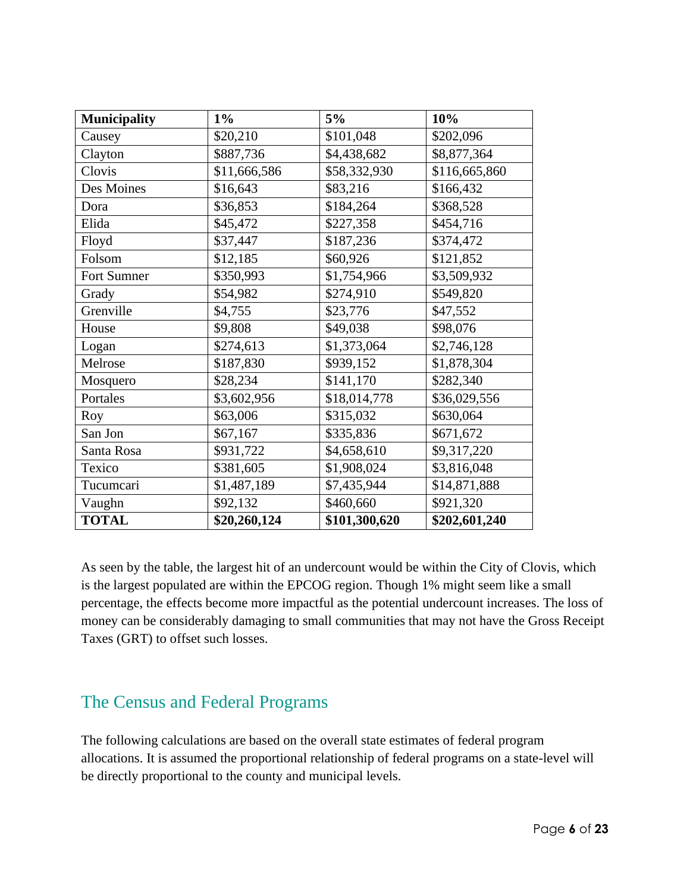| **Municipality** | **1%** | **5%** | **10%** |
| --- | --- | --- | --- |
| Causey | $20,210 | $101,048 | $202,096 |
| Clayton | $887,736 | $4,438,682 | $8,877,364 |
| Clovis | $11,666,586 | $58,332,930 | $116,665,860 |
| Des Moines | $16,643 | $83,216 | $166,432 |
| Dora | $36,853 | $184,264 | $368,528 |
| Elida | $45,472 | $227,358 | $454,716 |
| Floyd | $37,447 | $187,236 | $374,472 |
| Folsom | $12,185 | $60,926 | $121,852 |
| Fort Sumner | $350,993 | $1,754,966 | $3,509,932 |
| Grady | $54,982 | $274,910 | $549,820 |
| Grenville | $4,755 | $23,776 | $47,552 |
| House | $9,808 | $49,038 | $98,076 |
| Logan | $274,613 | $1,373,064 | $2,746,128 |
| Melrose | $187,830 | $939,152 | $1,878,304 |
| Mosquero | $28,234 | $141,170 | $282,340 |
| Portales | $3,602,956 | $18,014,778 | $36,029,556 |
| Roy | $63,006 | $315,032 | $630,064 |
| San Jon | $67,167 | $335,836 | $671,672 |
| Santa Rosa | $931,722 | $4,658,610 | $9,317,220 |
| Texico | $381,605 | $1,908,024 | $3,816,048 |
| Tucumcari | $1,487,189 | $7,435,944 | $14,871,888 |
| Vaughn | $92,132 | $460,660 | $921,320 |
| **TOTAL** | **$20,260,124** | **$101,300,620** | **$202,601,240** |

As seen by the table, the largest hit of an undercount would be within the City of Clovis, which is the largest populated are within the EPCOG region. Though 1% might seem like a small percentage, the effects become more impactful as the potential undercount increases. The loss of money can be considerably damaging to small communities that may not have the Gross Receipt Taxes (GRT) to offset such losses.

## The Census and Federal Programs

The following calculations are based on the overall state estimates of federal program allocations. It is assumed the proportional relationship of federal programs on a state-level will be directly proportional to the county and municipal levels.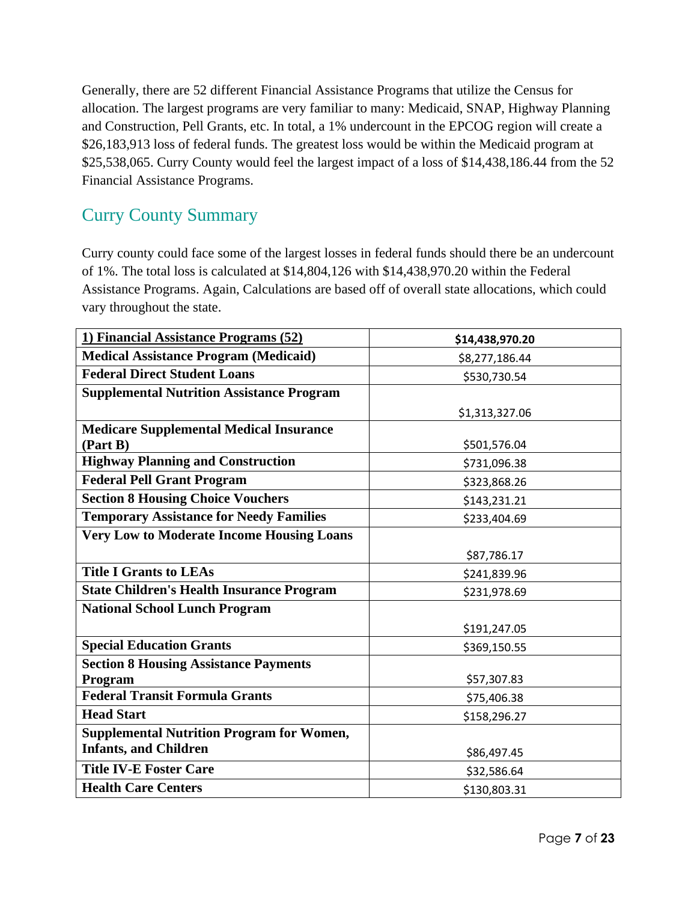Generally, there are 52 different Financial Assistance Programs that utilize the Census for allocation. The largest programs are very familiar to many: Medicaid, SNAP, Highway Planning and Construction, Pell Grants, etc. In total, a 1% undercount in the EPCOG region will create a $26,183,913 loss of federal funds. The greatest loss would be within the Medicaid program at $25,538,065. Curry County would feel the largest impact of a loss of $14,438,186.44 from the 52 Financial Assistance Programs.

## Curry County Summary

Curry county could face some of the largest losses in federal funds should there be an undercount of 1%. The total loss is calculated at $14,804,126 with $14,438,970.20 within the Federal Assistance Programs. Again, Calculations are based off of overall state allocations, which could vary throughout the state.

| **1) Financial Assistance Programs (52)** | **$14,438,970.20** |
|---|---|
| **Medical Assistance Program (Medicaid)** | $8,277,186.44 |
| **Federal Direct Student Loans** | $530,730.54 |
| **Supplemental Nutrition Assistance Program** | $1,313,327.06 |
| **Medicare Supplemental Medical Insurance (Part B)** | $501,576.04 |
| **Highway Planning and Construction** | $731,096.38 |
| **Federal Pell Grant Program** | $323,868.26 |
| **Section 8 Housing Choice Vouchers** | $143,231.21 |
| **Temporary Assistance for Needy Families** | $233,404.69 |
| **Very Low to Moderate Income Housing Loans** | $87,786.17 |
| **Title I Grants to LEAs** | $241,839.96 |
| **State Children's Health Insurance Program** | $231,978.69 |
| **National School Lunch Program** | $191,247.05 |
| **Special Education Grants** | $369,150.55 |
| **Section 8 Housing Assistance Payments Program** | $57,307.83 |
| **Federal Transit Formula Grants** | $75,406.38 |
| **Head Start** | $158,296.27 |
| **Supplemental Nutrition Program for Women, Infants, and Children** | $86,497.45 |
| **Title IV-E Foster Care** | $32,586.64 |
| **Health Care Centers** | $130,803.31 |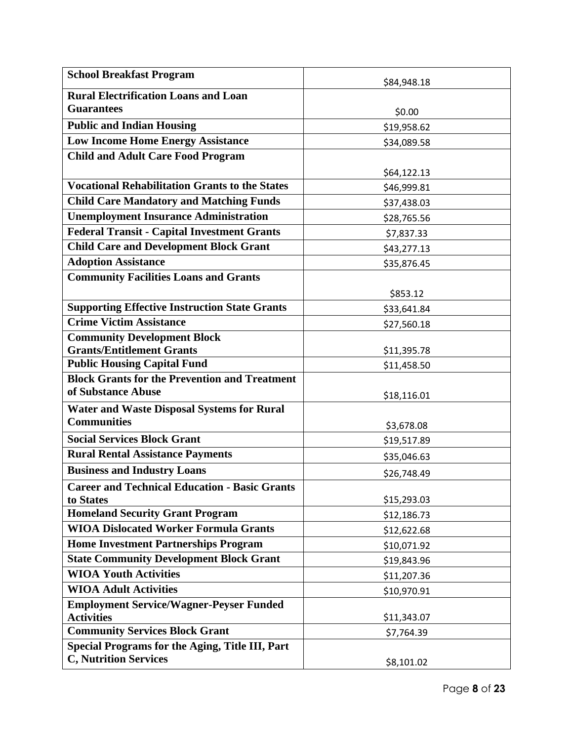| **School Breakfast Program** | $84,948.18 |
|---|---|
| **Rural Electrification Loans and Loan Guarantees** | $0.00 |
| **Public and Indian Housing** | $19,958.62 |
| **Low Income Home Energy Assistance** | $34,089.58 |
| **Child and Adult Care Food Program** | $64,122.13 |
| **Vocational Rehabilitation Grants to the States** | $46,999.81 |
| **Child Care Mandatory and Matching Funds** | $37,438.03 |
| **Unemployment Insurance Administration** | $28,765.56 |
| **Federal Transit - Capital Investment Grants** | $7,837.33 |
| **Child Care and Development Block Grant** | $43,277.13 |
| **Adoption Assistance** | $35,876.45 |
| **Community Facilities Loans and Grants** | $853.12 |
| **Supporting Effective Instruction State Grants** | $33,641.84 |
| **Crime Victim Assistance** | $27,560.18 |
| **Community Development Block Grants/Entitlement Grants** | $11,395.78 |
| **Public Housing Capital Fund** | $11,458.50 |
| **Block Grants for the Prevention and Treatment of Substance Abuse** | $18,116.01 |
| **Water and Waste Disposal Systems for Rural Communities** | $3,678.08 |
| **Social Services Block Grant** | $19,517.89 |
| **Rural Rental Assistance Payments** | $35,046.63 |
| **Business and Industry Loans** | $26,748.49 |
| **Career and Technical Education - Basic Grants to States** | $15,293.03 |
| **Homeland Security Grant Program** | $12,186.73 |
| **WIOA Dislocated Worker Formula Grants** | $12,622.68 |
| **Home Investment Partnerships Program** | $10,071.92 |
| **State Community Development Block Grant** | $19,843.96 |
| **WIOA Youth Activities** | $11,207.36 |
| **WIOA Adult Activities** | $10,970.91 |
| **Employment Service/Wagner-Peyser Funded Activities** | $11,343.07 |
| **Community Services Block Grant** | $7,764.39 |
| **Special Programs for the Aging, Title III, Part C, Nutrition Services** | $8,101.02 |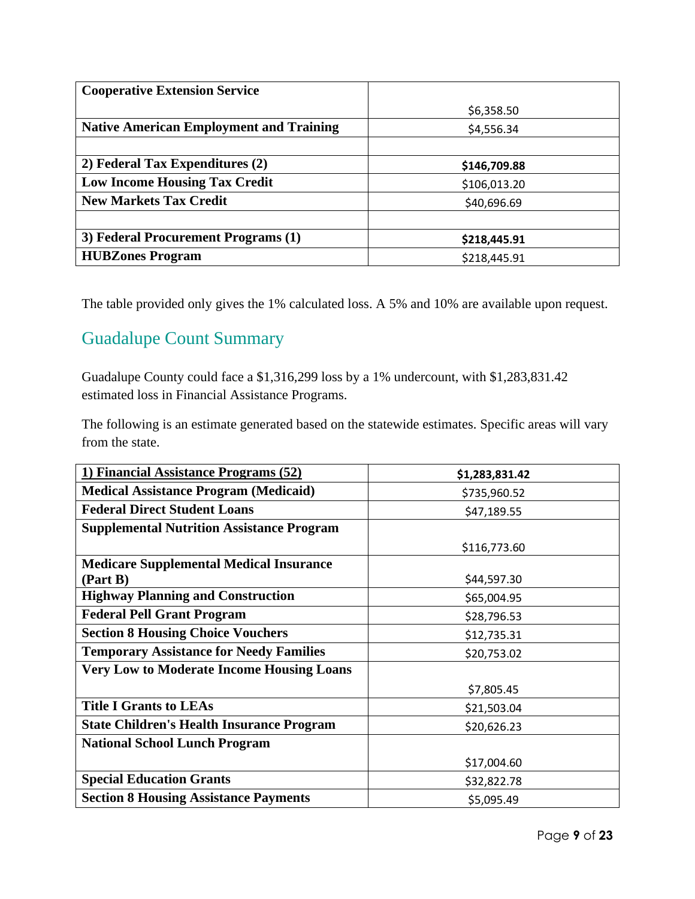| | |
|---|---|
| **Cooperative Extension Service** | $6,358.50 |
| **Native American Employment and Training** | $4,556.34 |
| | |
| **2) Federal Tax Expenditures (2)** | **$146,709.88** |
| **Low Income Housing Tax Credit** | $106,013.20 |
| **New Markets Tax Credit** | $40,696.69 |
| | |
| **3) Federal Procurement Programs (1)** | **$218,445.91** |
| **HUBZones Program** | $218,445.91 |

The table provided only gives the 1% calculated loss. A 5% and 10% are available upon request.

## Guadalupe Count Summary

Guadalupe County could face a $1,316,299 loss by a 1% undercount, with $1,283,831.42 estimated loss in Financial Assistance Programs.

The following is an estimate generated based on the statewide estimates. Specific areas will vary from the state.

| **1) Financial Assistance Programs (52)** | **$1,283,831.42** |
|---|---|
| **Medical Assistance Program (Medicaid)** | $735,960.52 |
| **Federal Direct Student Loans** | $47,189.55 |
| **Supplemental Nutrition Assistance Program** | $116,773.60 |
| **Medicare Supplemental Medical Insurance (Part B)** | $44,597.30 |
| **Highway Planning and Construction** | $65,004.95 |
| **Federal Pell Grant Program** | $28,796.53 |
| **Section 8 Housing Choice Vouchers** | $12,735.31 |
| **Temporary Assistance for Needy Families** | $20,753.02 |
| **Very Low to Moderate Income Housing Loans** | $7,805.45 |
| **Title I Grants to LEAs** | $21,503.04 |
| **State Children's Health Insurance Program** | $20,626.23 |
| **National School Lunch Program** | $17,004.60 |
| **Special Education Grants** | $32,822.78 |
| **Section 8 Housing Assistance Payments** | $5,095.49 |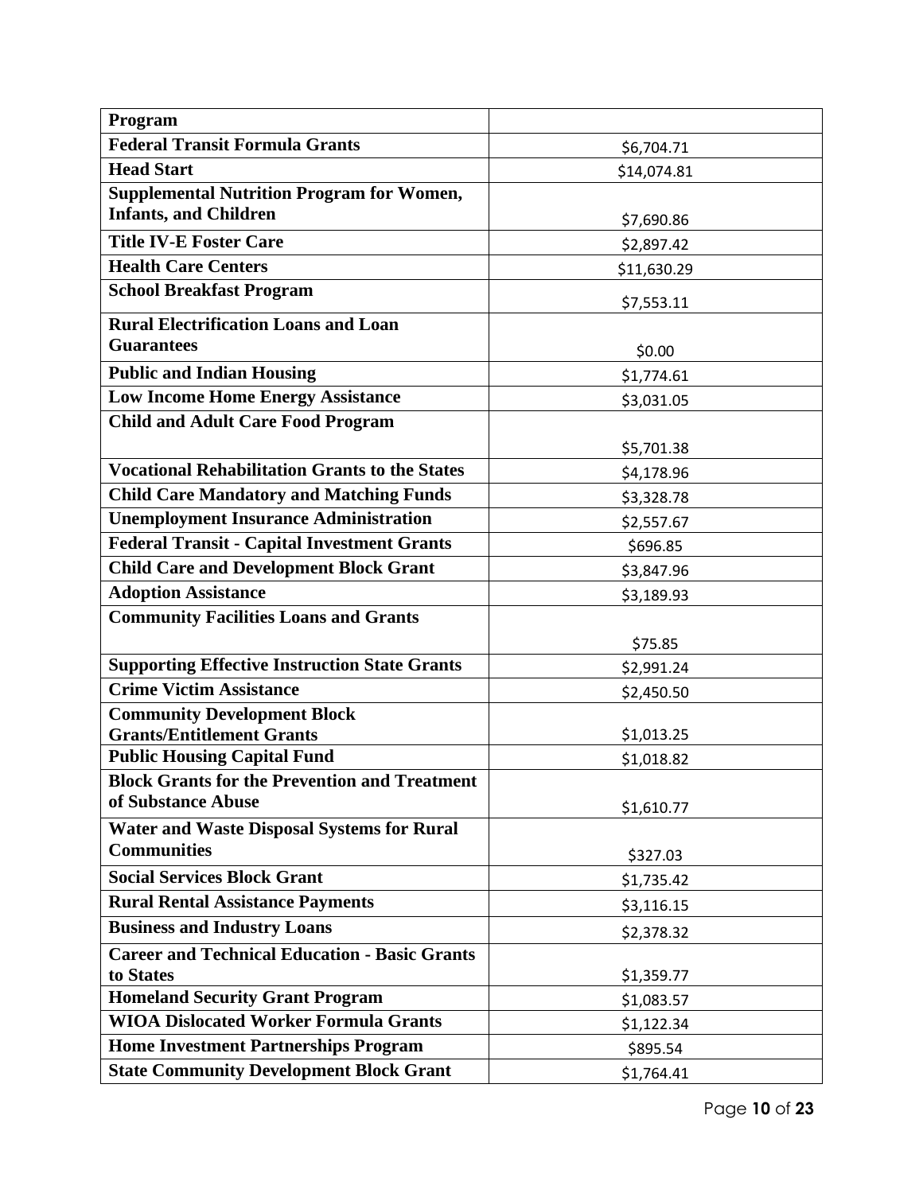| **Program** | |
|---|---|
| **Federal Transit Formula Grants** | $6,704.71 |
| **Head Start** | $14,074.81 |
| **Supplemental Nutrition Program for Women, Infants, and Children** | $7,690.86 |
| **Title IV-E Foster Care** | $2,897.42 |
| **Health Care Centers** | $11,630.29 |
| **School Breakfast Program** | $7,553.11 |
| **Rural Electrification Loans and Loan Guarantees** | $0.00 |
| **Public and Indian Housing** | $1,774.61 |
| **Low Income Home Energy Assistance** | $3,031.05 |
| **Child and Adult Care Food Program** | $5,701.38 |
| **Vocational Rehabilitation Grants to the States** | $4,178.96 |
| **Child Care Mandatory and Matching Funds** | $3,328.78 |
| **Unemployment Insurance Administration** | $2,557.67 |
| **Federal Transit - Capital Investment Grants** | $696.85 |
| **Child Care and Development Block Grant** | $3,847.96 |
| **Adoption Assistance** | $3,189.93 |
| **Community Facilities Loans and Grants** | $75.85 |
| **Supporting Effective Instruction State Grants** | $2,991.24 |
| **Crime Victim Assistance** | $2,450.50 |
| **Community Development Block Grants/Entitlement Grants** | $1,013.25 |
| **Public Housing Capital Fund** | $1,018.82 |
| **Block Grants for the Prevention and Treatment of Substance Abuse** | $1,610.77 |
| **Water and Waste Disposal Systems for Rural Communities** | $327.03 |
| **Social Services Block Grant** | $1,735.42 |
| **Rural Rental Assistance Payments** | $3,116.15 |
| **Business and Industry Loans** | $2,378.32 |
| **Career and Technical Education - Basic Grants to States** | $1,359.77 |
| **Homeland Security Grant Program** | $1,083.57 |
| **WIOA Dislocated Worker Formula Grants** | $1,122.34 |
| **Home Investment Partnerships Program** | $895.54 |
| **State Community Development Block Grant** | $1,764.41 |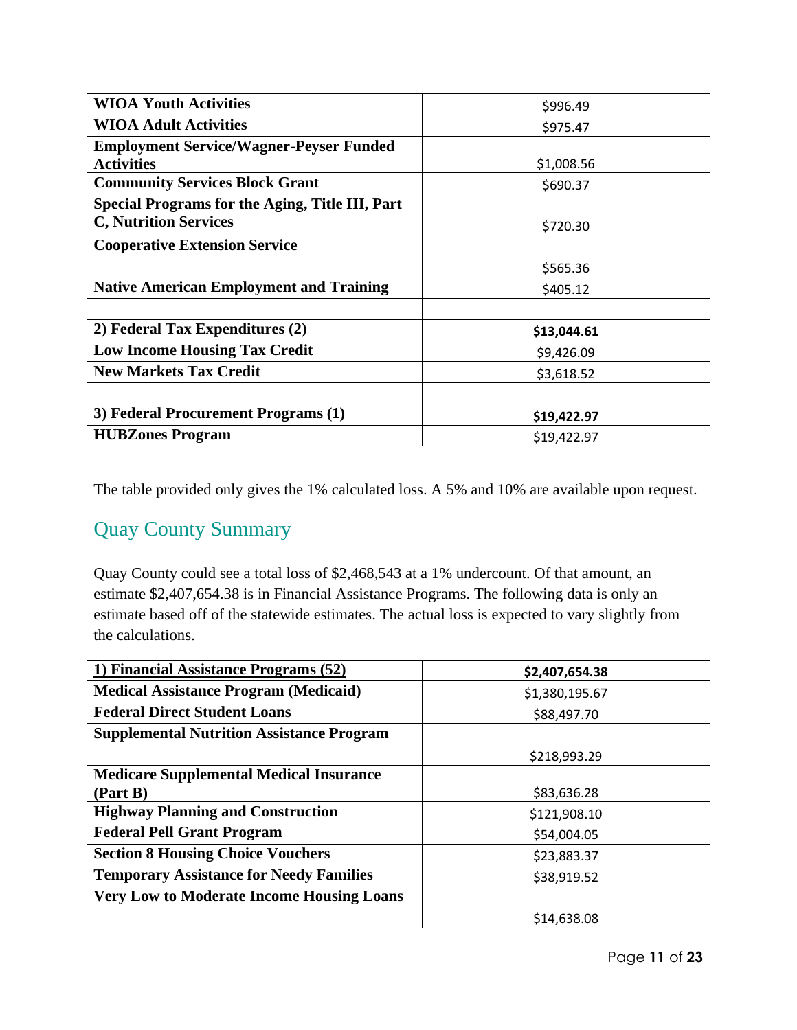| | |
|---|---|
| **WIOA Youth Activities** | $996.49 |
| **WIOA Adult Activities** | $975.47 |
| **Employment Service/Wagner-Peyser Funded Activities** | $1,008.56 |
| **Community Services Block Grant** | $690.37 |
| **Special Programs for the Aging, Title III, Part C, Nutrition Services** | $720.30 |
| **Cooperative Extension Service** | $565.36 |
| **Native American Employment and Training** | $405.12 |
| | |
| **2) Federal Tax Expenditures (2)** | **$13,044.61** |
| **Low Income Housing Tax Credit** | $9,426.09 |
| **New Markets Tax Credit** | $3,618.52 |
| | |
| **3) Federal Procurement Programs (1)** | **$19,422.97** |
| **HUBZones Program** | $19,422.97 |

The table provided only gives the 1% calculated loss. A 5% and 10% are available upon request.

## Quay County Summary

Quay County could see a total loss of $2,468,543 at a 1% undercount. Of that amount, an estimate $2,407,654.38 is in Financial Assistance Programs. The following data is only an estimate based off of the statewide estimates. The actual loss is expected to vary slightly from the calculations.

| **1) Financial Assistance Programs (52)** | **$2,407,654.38** |
|---|---|
| **Medical Assistance Program (Medicaid)** | $1,380,195.67 |
| **Federal Direct Student Loans** | $88,497.70 |
| **Supplemental Nutrition Assistance Program** | $218,993.29 |
| **Medicare Supplemental Medical Insurance (Part B)** | $83,636.28 |
| **Highway Planning and Construction** | $121,908.10 |
| **Federal Pell Grant Program** | $54,004.05 |
| **Section 8 Housing Choice Vouchers** | $23,883.37 |
| **Temporary Assistance for Needy Families** | $38,919.52 |
| **Very Low to Moderate Income Housing Loans** | $14,638.08 |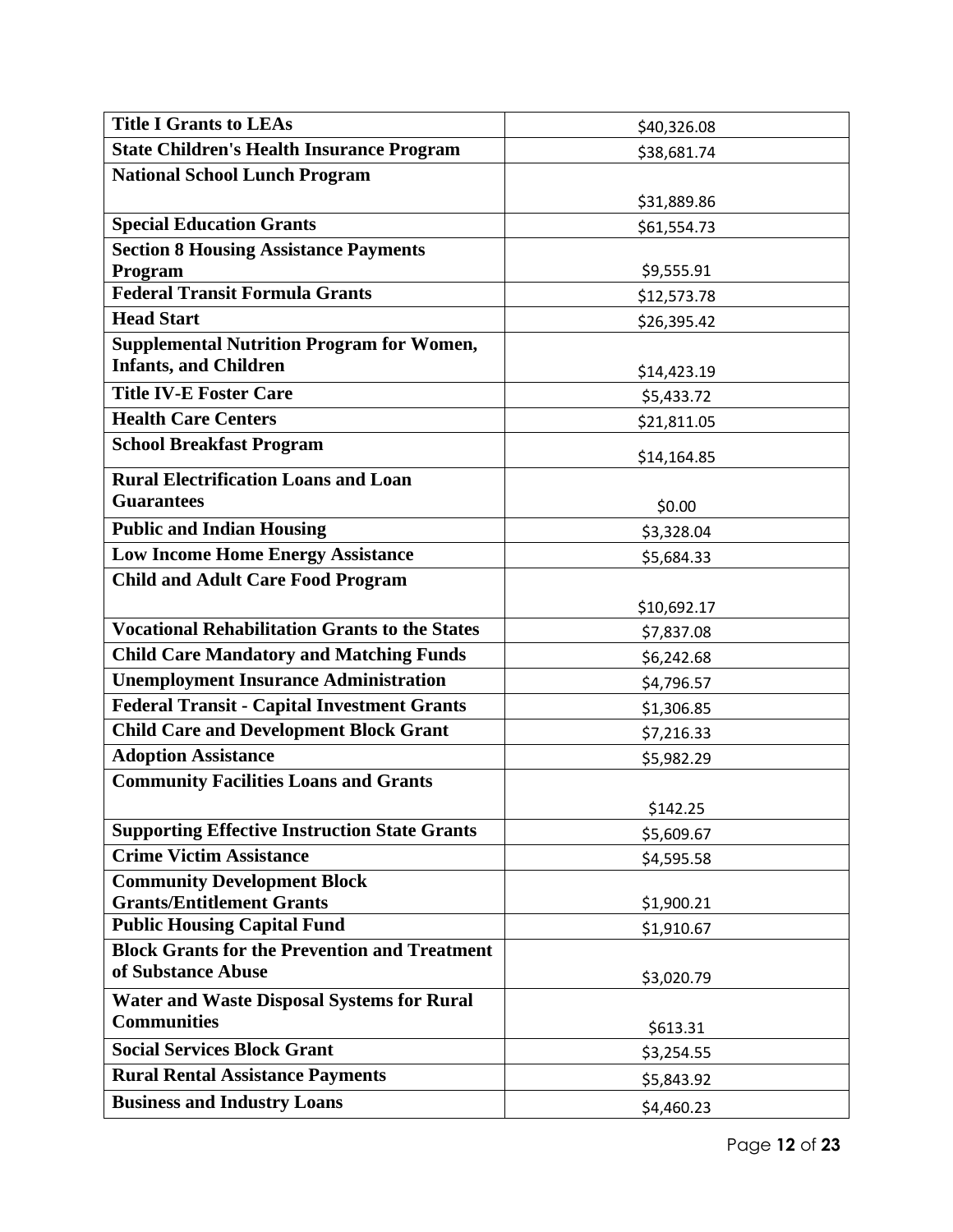| | |
|---|---|
| **Title I Grants to LEAs** | $40,326.08 |
| **State Children's Health Insurance Program** | $38,681.74 |
| **National School Lunch Program** | $31,889.86 |
| **Special Education Grants** | $61,554.73 |
| **Section 8 Housing Assistance Payments Program** | $9,555.91 |
| **Federal Transit Formula Grants** | $12,573.78 |
| **Head Start** | $26,395.42 |
| **Supplemental Nutrition Program for Women, Infants, and Children** | $14,423.19 |
| **Title IV-E Foster Care** | $5,433.72 |
| **Health Care Centers** | $21,811.05 |
| **School Breakfast Program** | $14,164.85 |
| **Rural Electrification Loans and Loan Guarantees** | $0.00 |
| **Public and Indian Housing** | $3,328.04 |
| **Low Income Home Energy Assistance** | $5,684.33 |
| **Child and Adult Care Food Program** | $10,692.17 |
| **Vocational Rehabilitation Grants to the States** | $7,837.08 |
| **Child Care Mandatory and Matching Funds** | $6,242.68 |
| **Unemployment Insurance Administration** | $4,796.57 |
| **Federal Transit - Capital Investment Grants** | $1,306.85 |
| **Child Care and Development Block Grant** | $7,216.33 |
| **Adoption Assistance** | $5,982.29 |
| **Community Facilities Loans and Grants** | $142.25 |
| **Supporting Effective Instruction State Grants** | $5,609.67 |
| **Crime Victim Assistance** | $4,595.58 |
| **Community Development Block Grants/Entitlement Grants** | $1,900.21 |
| **Public Housing Capital Fund** | $1,910.67 |
| **Block Grants for the Prevention and Treatment of Substance Abuse** | $3,020.79 |
| **Water and Waste Disposal Systems for Rural Communities** | $613.31 |
| **Social Services Block Grant** | $3,254.55 |
| **Rural Rental Assistance Payments** | $5,843.92 |
| **Business and Industry Loans** | $4,460.23 |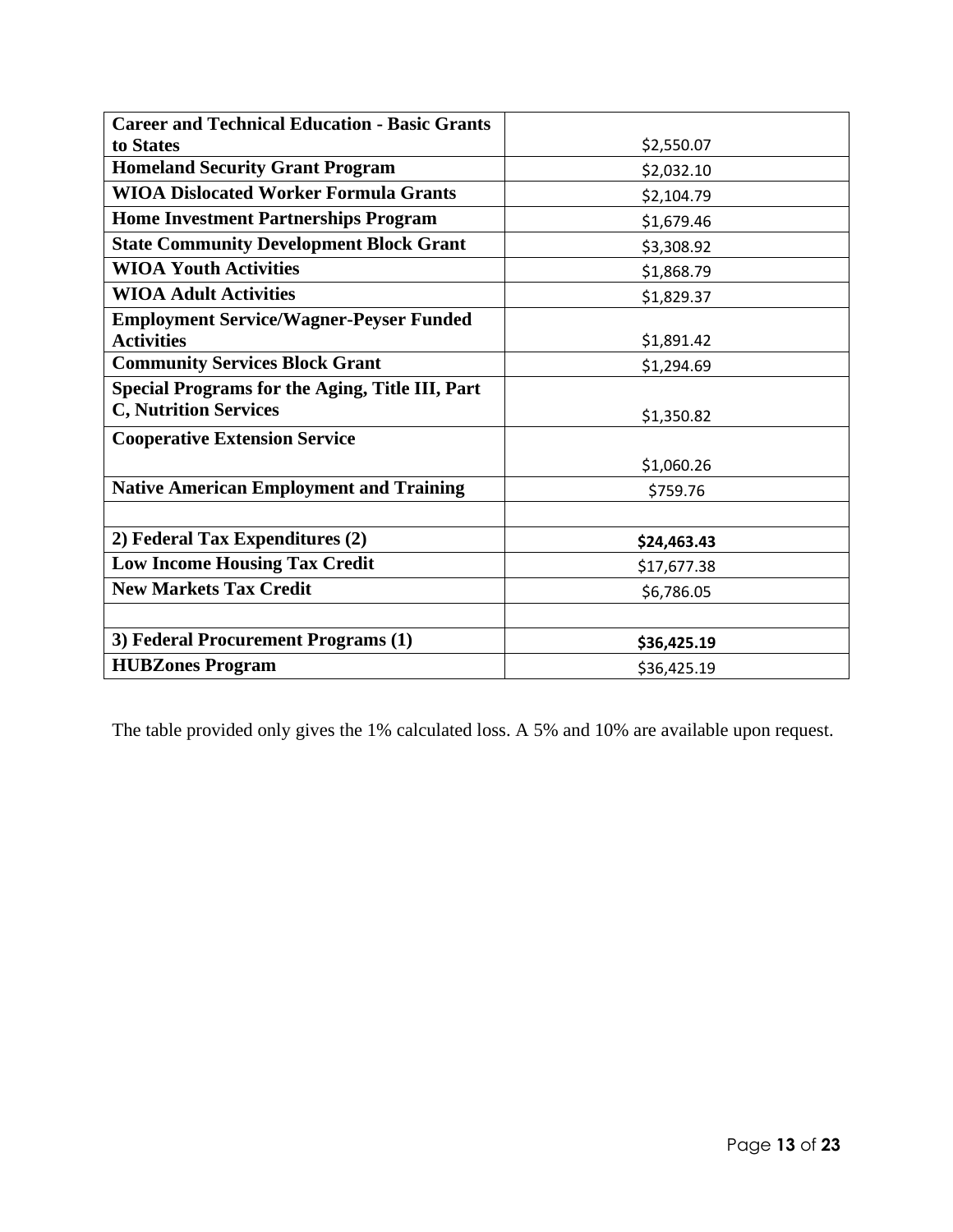| | |
|---|---|
| **Career and Technical Education - Basic Grants to States** | $2,550.07 |
| **Homeland Security Grant Program** | $2,032.10 |
| **WIOA Dislocated Worker Formula Grants** | $2,104.79 |
| **Home Investment Partnerships Program** | $1,679.46 |
| **State Community Development Block Grant** | $3,308.92 |
| **WIOA Youth Activities** | $1,868.79 |
| **WIOA Adult Activities** | $1,829.37 |
| **Employment Service/Wagner-Peyser Funded Activities** | $1,891.42 |
| **Community Services Block Grant** | $1,294.69 |
| **Special Programs for the Aging, Title III, Part C, Nutrition Services** | $1,350.82 |
| **Cooperative Extension Service** | $1,060.26 |
| **Native American Employment and Training** | $759.76 |
| | |
| **2) Federal Tax Expenditures (2)** | **$24,463.43** |
| **Low Income Housing Tax Credit** | $17,677.38 |
| **New Markets Tax Credit** | $6,786.05 |
| | |
| **3) Federal Procurement Programs (1)** | **$36,425.19** |
| **HUBZones Program** | $36,425.19 |

The table provided only gives the 1% calculated loss. A 5% and 10% are available upon request.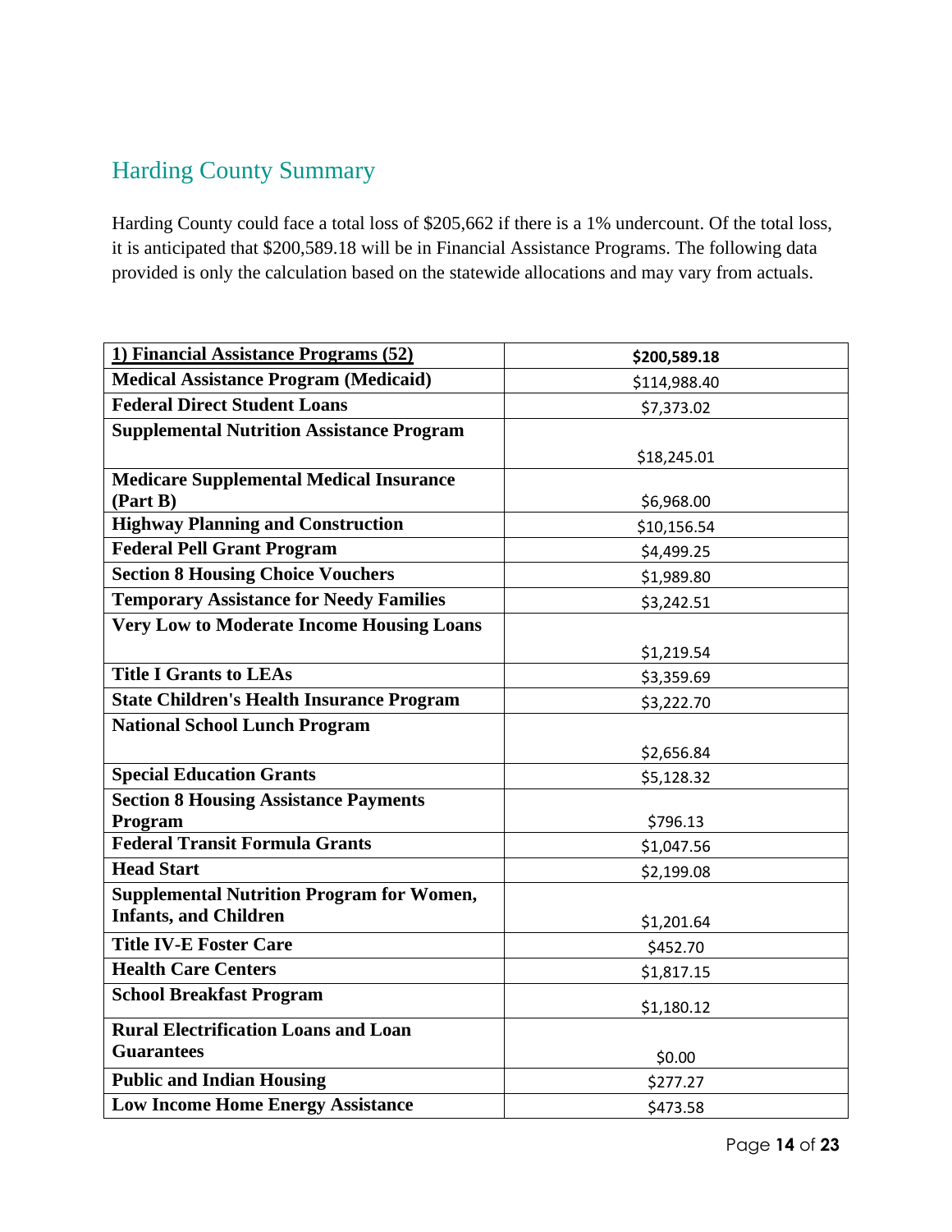## Harding County Summary

Harding County could face a total loss of $205,662 if there is a 1% undercount. Of the total loss, it is anticipated that $200,589.18 will be in Financial Assistance Programs. The following data provided is only the calculation based on the statewide allocations and may vary from actuals.

| **1) Financial Assistance Programs (52)** | **$200,589.18** |
|---|---|
| **Medical Assistance Program (Medicaid)** | $114,988.40 |
| **Federal Direct Student Loans** | $7,373.02 |
| **Supplemental Nutrition Assistance Program** | $18,245.01 |
| **Medicare Supplemental Medical Insurance (Part B)** | $6,968.00 |
| **Highway Planning and Construction** | $10,156.54 |
| **Federal Pell Grant Program** | $4,499.25 |
| **Section 8 Housing Choice Vouchers** | $1,989.80 |
| **Temporary Assistance for Needy Families** | $3,242.51 |
| **Very Low to Moderate Income Housing Loans** | $1,219.54 |
| **Title I Grants to LEAs** | $3,359.69 |
| **State Children's Health Insurance Program** | $3,222.70 |
| **National School Lunch Program** | $2,656.84 |
| **Special Education Grants** | $5,128.32 |
| **Section 8 Housing Assistance Payments Program** | $796.13 |
| **Federal Transit Formula Grants** | $1,047.56 |
| **Head Start** | $2,199.08 |
| **Supplemental Nutrition Program for Women, Infants, and Children** | $1,201.64 |
| **Title IV-E Foster Care** | $452.70 |
| **Health Care Centers** | $1,817.15 |
| **School Breakfast Program** | $1,180.12 |
| **Rural Electrification Loans and Loan Guarantees** | $0.00 |
| **Public and Indian Housing** | $277.27 |
| **Low Income Home Energy Assistance** | $473.58 |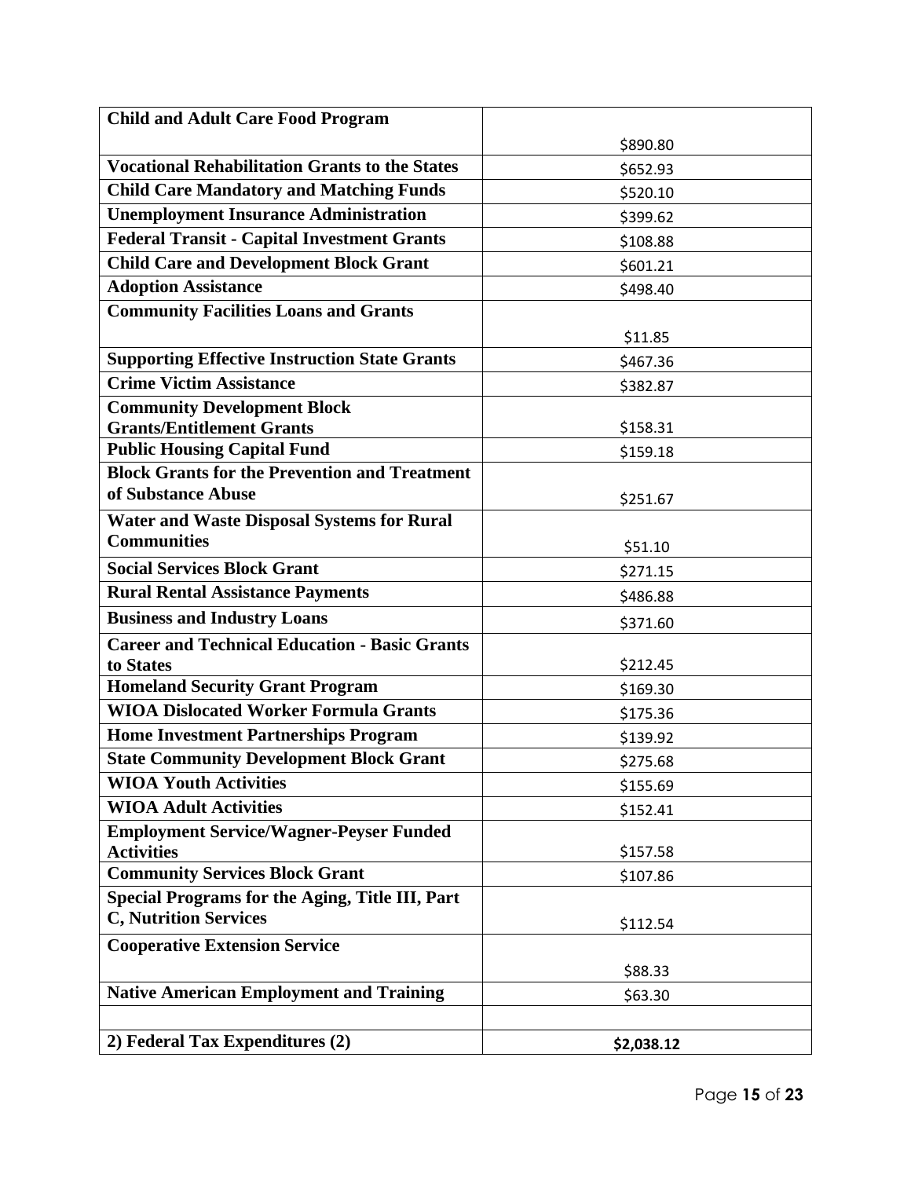| **Child and Adult Care Food Program** | $890.80 |
|---|---|
| **Vocational Rehabilitation Grants to the States** | $652.93 |
| **Child Care Mandatory and Matching Funds** | $520.10 |
| **Unemployment Insurance Administration** | $399.62 |
| **Federal Transit - Capital Investment Grants** | $108.88 |
| **Child Care and Development Block Grant** | $601.21 |
| **Adoption Assistance** | $498.40 |
| **Community Facilities Loans and Grants** | $11.85 |
| **Supporting Effective Instruction State Grants** | $467.36 |
| **Crime Victim Assistance** | $382.87 |
| **Community Development Block Grants/Entitlement Grants** | $158.31 |
| **Public Housing Capital Fund** | $159.18 |
| **Block Grants for the Prevention and Treatment of Substance Abuse** | $251.67 |
| **Water and Waste Disposal Systems for Rural Communities** | $51.10 |
| **Social Services Block Grant** | $271.15 |
| **Rural Rental Assistance Payments** | $486.88 |
| **Business and Industry Loans** | $371.60 |
| **Career and Technical Education - Basic Grants to States** | $212.45 |
| **Homeland Security Grant Program** | $169.30 |
| **WIOA Dislocated Worker Formula Grants** | $175.36 |
| **Home Investment Partnerships Program** | $139.92 |
| **State Community Development Block Grant** | $275.68 |
| **WIOA Youth Activities** | $155.69 |
| **WIOA Adult Activities** | $152.41 |
| **Employment Service/Wagner-Peyser Funded Activities** | $157.58 |
| **Community Services Block Grant** | $107.86 |
| **Special Programs for the Aging, Title III, Part C, Nutrition Services** | $112.54 |
| **Cooperative Extension Service** | $88.33 |
| **Native American Employment and Training** | $63.30 |
| | |
| **2) Federal Tax Expenditures (2)** | **$2,038.12** |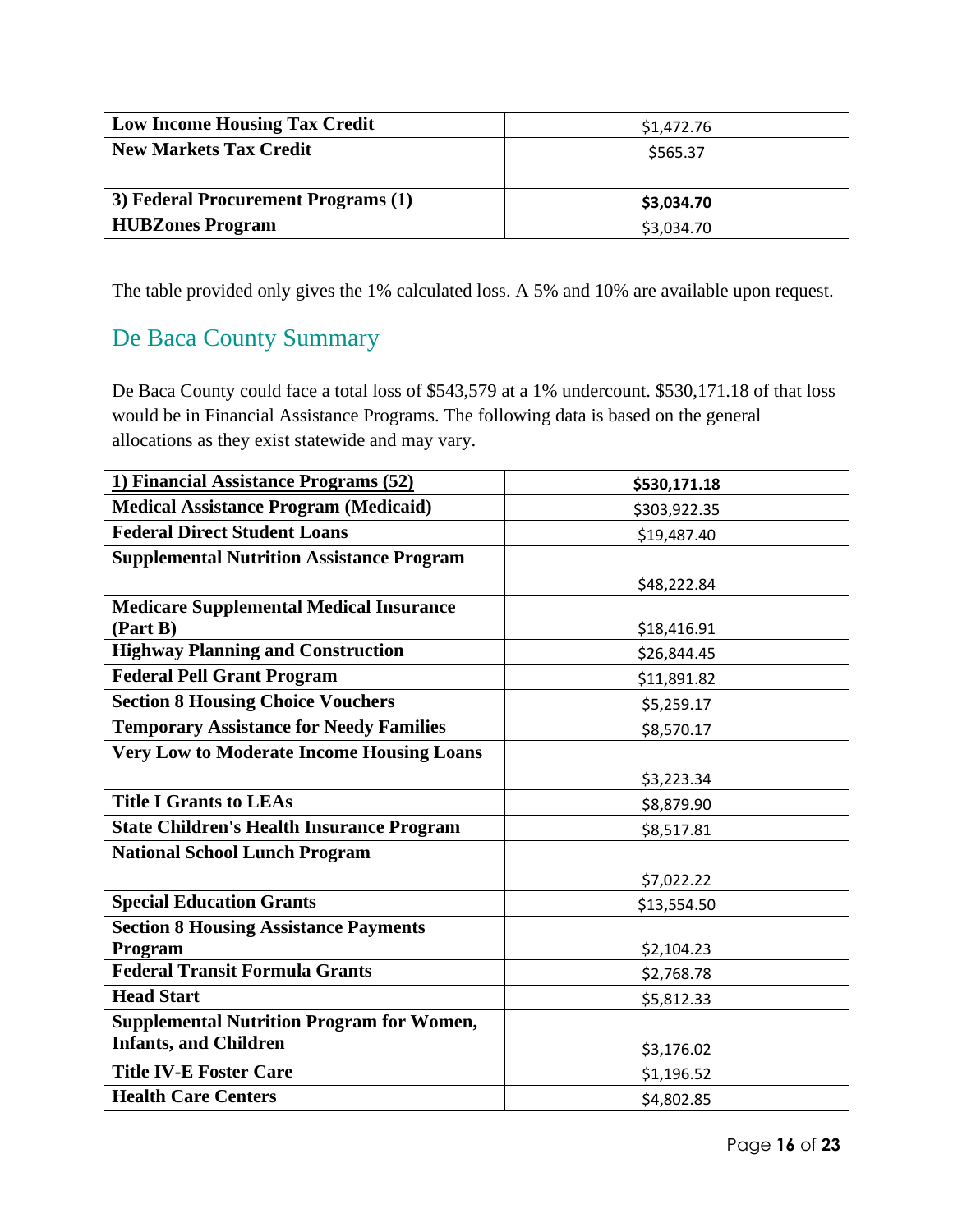| | |
|---|---|
| **Low Income Housing Tax Credit** | $1,472.76 |
| **New Markets Tax Credit** | $565.37 |
| | |
| **3) Federal Procurement Programs (1)** | **$3,034.70** |
| **HUBZones Program** | $3,034.70 |

The table provided only gives the 1% calculated loss. A 5% and 10% are available upon request.

## De Baca County Summary

De Baca County could face a total loss of $543,579 at a 1% undercount. $530,171.18 of that loss would be in Financial Assistance Programs. The following data is based on the general allocations as they exist statewide and may vary.

| **1) Financial Assistance Programs (52)** | **$530,171.18** |
|---|---|
| **Medical Assistance Program (Medicaid)** | $303,922.35 |
| **Federal Direct Student Loans** | $19,487.40 |
| **Supplemental Nutrition Assistance Program** | $48,222.84 |
| **Medicare Supplemental Medical Insurance (Part B)** | $18,416.91 |
| **Highway Planning and Construction** | $26,844.45 |
| **Federal Pell Grant Program** | $11,891.82 |
| **Section 8 Housing Choice Vouchers** | $5,259.17 |
| **Temporary Assistance for Needy Families** | $8,570.17 |
| **Very Low to Moderate Income Housing Loans** | $3,223.34 |
| **Title I Grants to LEAs** | $8,879.90 |
| **State Children's Health Insurance Program** | $8,517.81 |
| **National School Lunch Program** | $7,022.22 |
| **Special Education Grants** | $13,554.50 |
| **Section 8 Housing Assistance Payments Program** | $2,104.23 |
| **Federal Transit Formula Grants** | $2,768.78 |
| **Head Start** | $5,812.33 |
| **Supplemental Nutrition Program for Women, Infants, and Children** | $3,176.02 |
| **Title IV-E Foster Care** | $1,196.52 |
| **Health Care Centers** | $4,802.85 |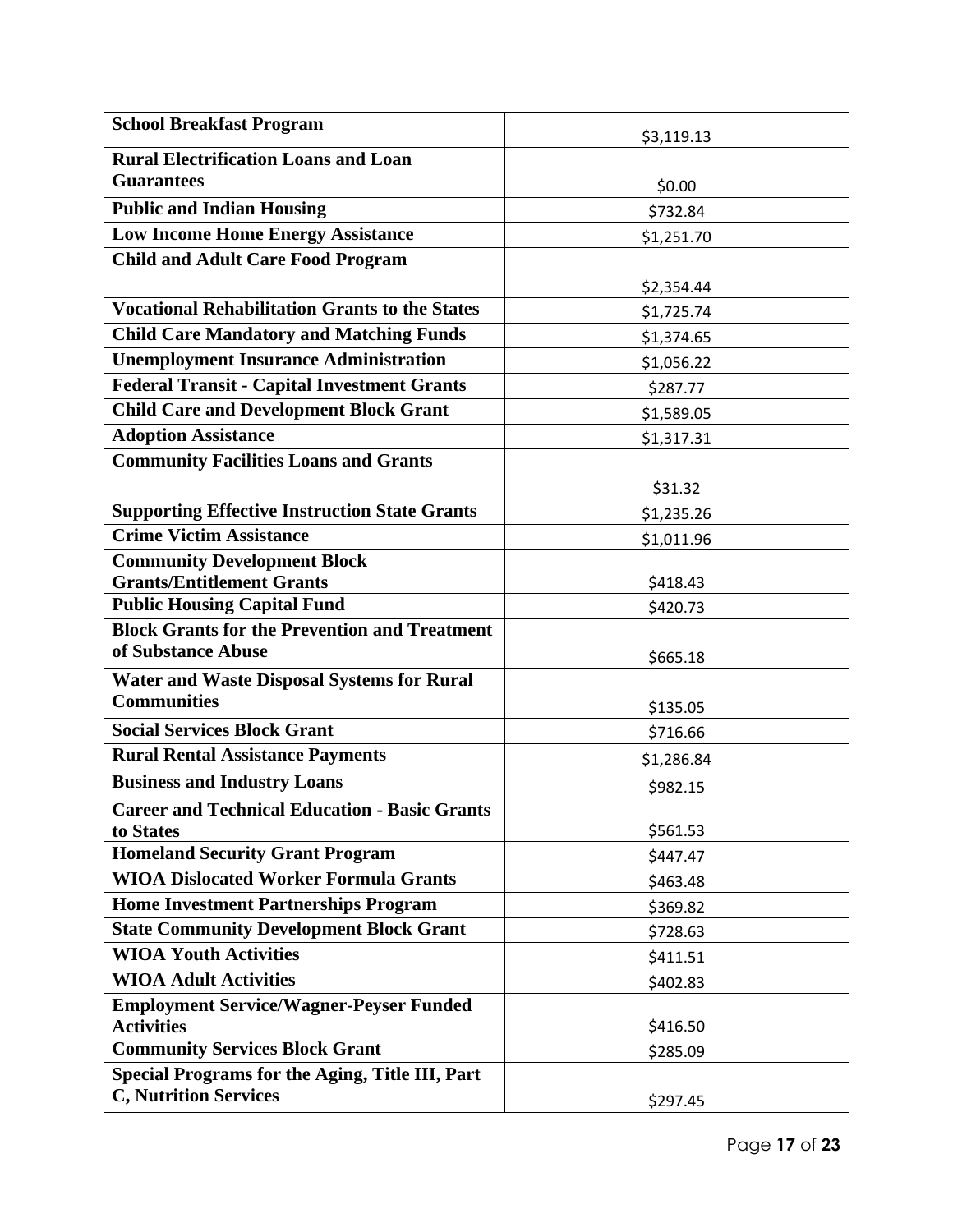| **School Breakfast Program** | $3,119.13 |
|---|---|
| **Rural Electrification Loans and Loan Guarantees** | $0.00 |
| **Public and Indian Housing** | $732.84 |
| **Low Income Home Energy Assistance** | $1,251.70 |
| **Child and Adult Care Food Program** | $2,354.44 |
| **Vocational Rehabilitation Grants to the States** | $1,725.74 |
| **Child Care Mandatory and Matching Funds** | $1,374.65 |
| **Unemployment Insurance Administration** | $1,056.22 |
| **Federal Transit - Capital Investment Grants** | $287.77 |
| **Child Care and Development Block Grant** | $1,589.05 |
| **Adoption Assistance** | $1,317.31 |
| **Community Facilities Loans and Grants** | $31.32 |
| **Supporting Effective Instruction State Grants** | $1,235.26 |
| **Crime Victim Assistance** | $1,011.96 |
| **Community Development Block Grants/Entitlement Grants** | $418.43 |
| **Public Housing Capital Fund** | $420.73 |
| **Block Grants for the Prevention and Treatment of Substance Abuse** | $665.18 |
| **Water and Waste Disposal Systems for Rural Communities** | $135.05 |
| **Social Services Block Grant** | $716.66 |
| **Rural Rental Assistance Payments** | $1,286.84 |
| **Business and Industry Loans** | $982.15 |
| **Career and Technical Education - Basic Grants to States** | $561.53 |
| **Homeland Security Grant Program** | $447.47 |
| **WIOA Dislocated Worker Formula Grants** | $463.48 |
| **Home Investment Partnerships Program** | $369.82 |
| **State Community Development Block Grant** | $728.63 |
| **WIOA Youth Activities** | $411.51 |
| **WIOA Adult Activities** | $402.83 |
| **Employment Service/Wagner-Peyser Funded Activities** | $416.50 |
| **Community Services Block Grant** | $285.09 |
| **Special Programs for the Aging, Title III, Part C, Nutrition Services** | $297.45 |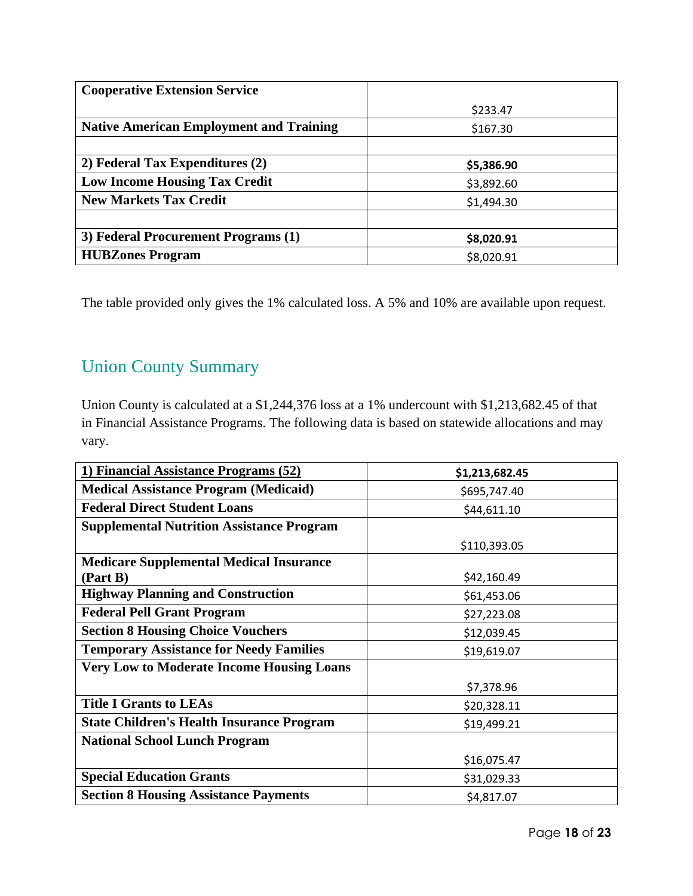| **Cooperative Extension Service** | $233.47 |
|---|---|
| **Native American Employment and Training** | $167.30 |
| | |
| **2) Federal Tax Expenditures (2)** | **$5,386.90** |
| **Low Income Housing Tax Credit** | $3,892.60 |
| **New Markets Tax Credit** | $1,494.30 |
| | |
| **3) Federal Procurement Programs (1)** | **$8,020.91** |
| **HUBZones Program** | $8,020.91 |

The table provided only gives the 1% calculated loss. A 5% and 10% are available upon request.

## Union County Summary

Union County is calculated at a $1,244,376 loss at a 1% undercount with $1,213,682.45 of that in Financial Assistance Programs. The following data is based on statewide allocations and may vary.

| **1) Financial Assistance Programs (52)** | **$1,213,682.45** |
|---|---|
| **Medical Assistance Program (Medicaid)** | $695,747.40 |
| **Federal Direct Student Loans** | $44,611.10 |
| **Supplemental Nutrition Assistance Program** | $110,393.05 |
| **Medicare Supplemental Medical Insurance (Part B)** | $42,160.49 |
| **Highway Planning and Construction** | $61,453.06 |
| **Federal Pell Grant Program** | $27,223.08 |
| **Section 8 Housing Choice Vouchers** | $12,039.45 |
| **Temporary Assistance for Needy Families** | $19,619.07 |
| **Very Low to Moderate Income Housing Loans** | $7,378.96 |
| **Title I Grants to LEAs** | $20,328.11 |
| **State Children's Health Insurance Program** | $19,499.21 |
| **National School Lunch Program** | $16,075.47 |
| **Special Education Grants** | $31,029.33 |
| **Section 8 Housing Assistance Payments** | $4,817.07 |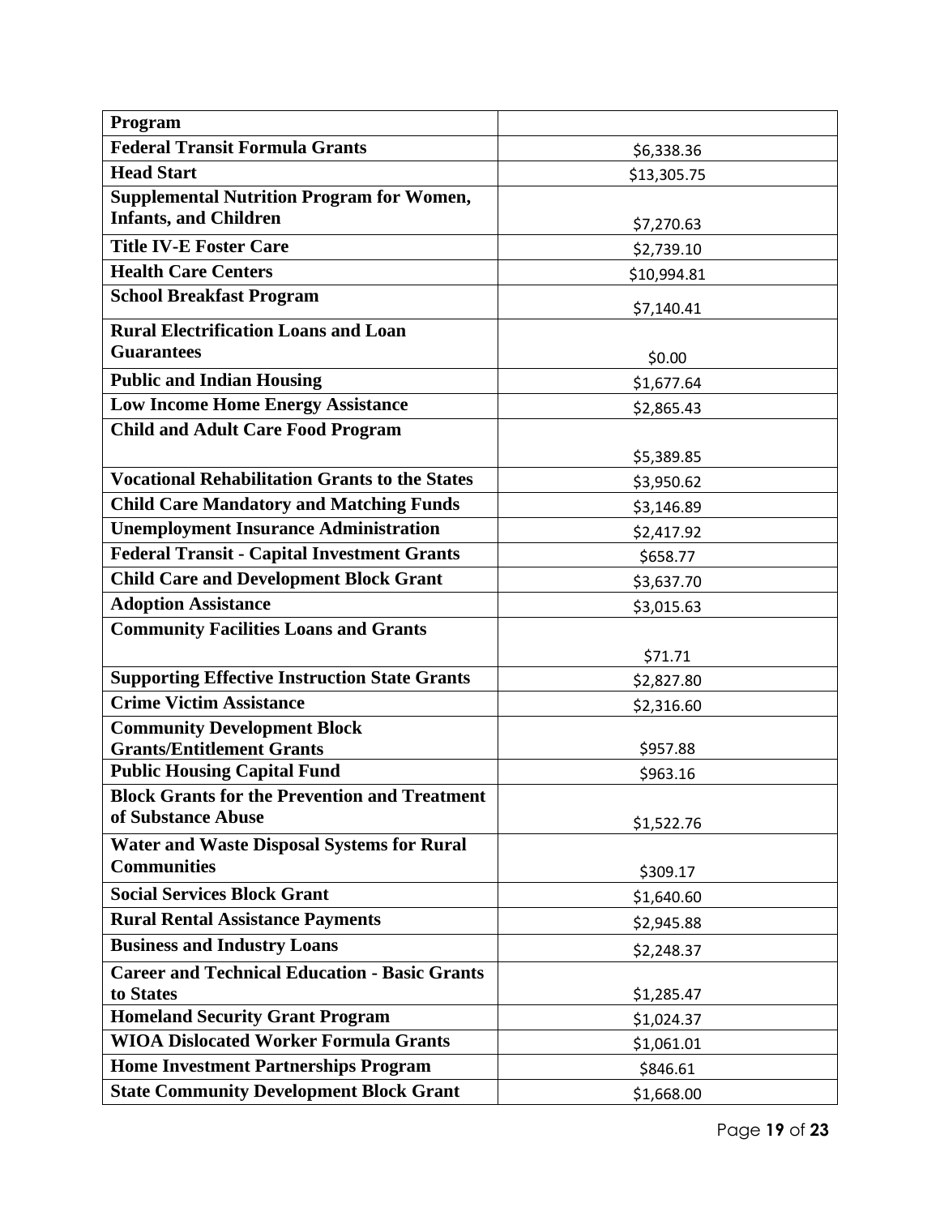| Program | |
| --- | --- |
| **Federal Transit Formula Grants** | $6,338.36 |
| **Head Start** | $13,305.75 |
| **Supplemental Nutrition Program for Women, Infants, and Children** | $7,270.63 |
| **Title IV-E Foster Care** | $2,739.10 |
| **Health Care Centers** | $10,994.81 |
| **School Breakfast Program** | $7,140.41 |
| **Rural Electrification Loans and Loan Guarantees** | $0.00 |
| **Public and Indian Housing** | $1,677.64 |
| **Low Income Home Energy Assistance** | $2,865.43 |
| **Child and Adult Care Food Program** | $5,389.85 |
| **Vocational Rehabilitation Grants to the States** | $3,950.62 |
| **Child Care Mandatory and Matching Funds** | $3,146.89 |
| **Unemployment Insurance Administration** | $2,417.92 |
| **Federal Transit - Capital Investment Grants** | $658.77 |
| **Child Care and Development Block Grant** | $3,637.70 |
| **Adoption Assistance** | $3,015.63 |
| **Community Facilities Loans and Grants** | $71.71 |
| **Supporting Effective Instruction State Grants** | $2,827.80 |
| **Crime Victim Assistance** | $2,316.60 |
| **Community Development Block Grants/Entitlement Grants** | $957.88 |
| **Public Housing Capital Fund** | $963.16 |
| **Block Grants for the Prevention and Treatment of Substance Abuse** | $1,522.76 |
| **Water and Waste Disposal Systems for Rural Communities** | $309.17 |
| **Social Services Block Grant** | $1,640.60 |
| **Rural Rental Assistance Payments** | $2,945.88 |
| **Business and Industry Loans** | $2,248.37 |
| **Career and Technical Education - Basic Grants to States** | $1,285.47 |
| **Homeland Security Grant Program** | $1,024.37 |
| **WIOA Dislocated Worker Formula Grants** | $1,061.01 |
| **Home Investment Partnerships Program** | $846.61 |
| **State Community Development Block Grant** | $1,668.00 |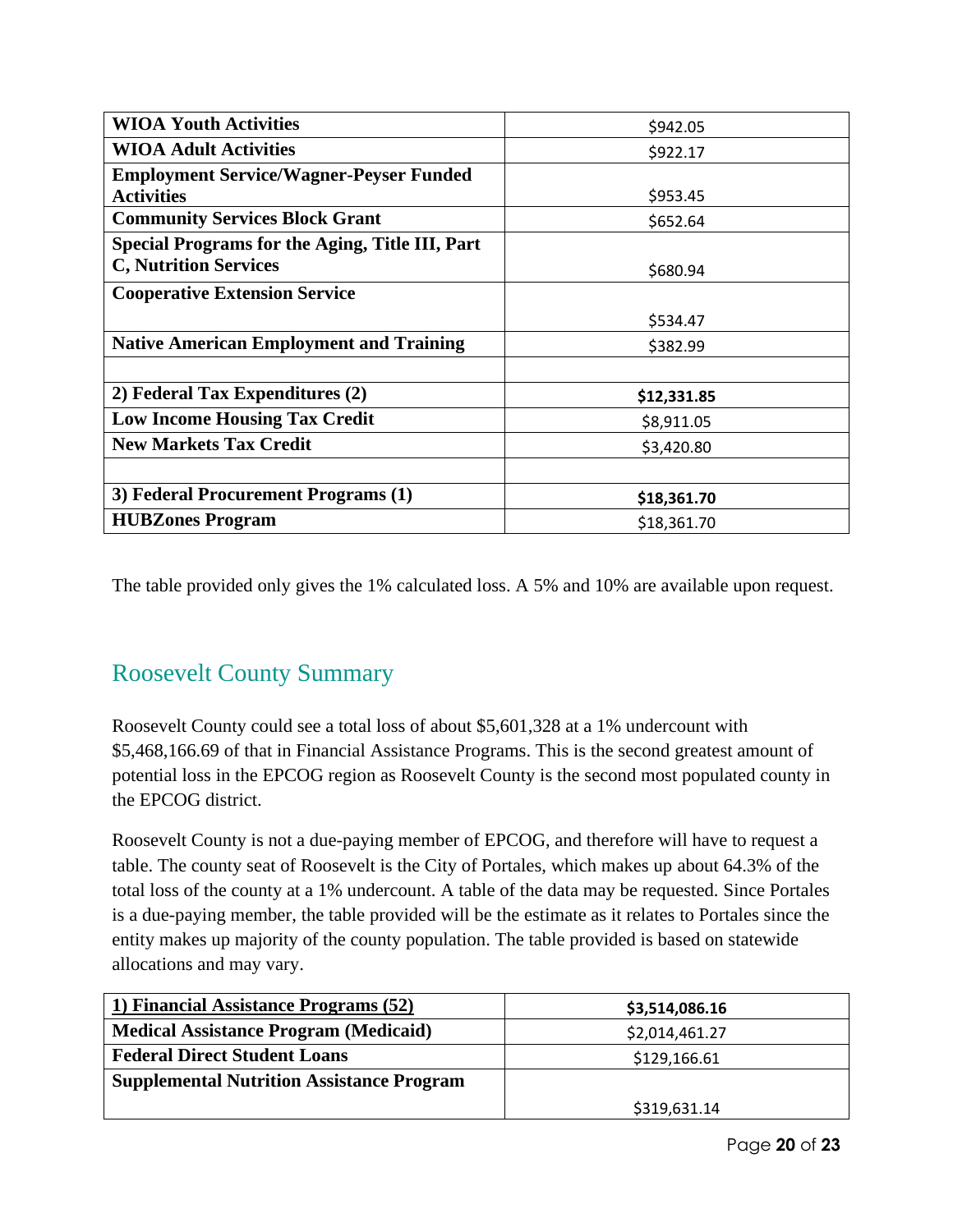| | |
|---|---|
| **WIOA Youth Activities** | $942.05 |
| **WIOA Adult Activities** | $922.17 |
| **Employment Service/Wagner-Peyser Funded Activities** | $953.45 |
| **Community Services Block Grant** | $652.64 |
| **Special Programs for the Aging, Title III, Part C, Nutrition Services** | $680.94 |
| **Cooperative Extension Service** | $534.47 |
| **Native American Employment and Training** | $382.99 |
| | |
| **2) Federal Tax Expenditures (2)** | **$12,331.85** |
| **Low Income Housing Tax Credit** | $8,911.05 |
| **New Markets Tax Credit** | $3,420.80 |
| | |
| **3) Federal Procurement Programs (1)** | **$18,361.70** |
| **HUBZones Program** | $18,361.70 |

The table provided only gives the 1% calculated loss. A 5% and 10% are available upon request.

## Roosevelt County Summary

Roosevelt County could see a total loss of about $5,601,328 at a 1% undercount with $5,468,166.69 of that in Financial Assistance Programs. This is the second greatest amount of potential loss in the EPCOG region as Roosevelt County is the second most populated county in the EPCOG district.

Roosevelt County is not a due-paying member of EPCOG, and therefore will have to request a table. The county seat of Roosevelt is the City of Portales, which makes up about 64.3% of the total loss of the county at a 1% undercount. A table of the data may be requested. Since Portales is a due-paying member, the table provided will be the estimate as it relates to Portales since the entity makes up majority of the county population. The table provided is based on statewide allocations and may vary.

| **1) Financial Assistance Programs (52)** | **$3,514,086.16** |
|---|---|
| **Medical Assistance Program (Medicaid)** | $2,014,461.27 |
| **Federal Direct Student Loans** | $129,166.61 |
| **Supplemental Nutrition Assistance Program** | $319,631.14 |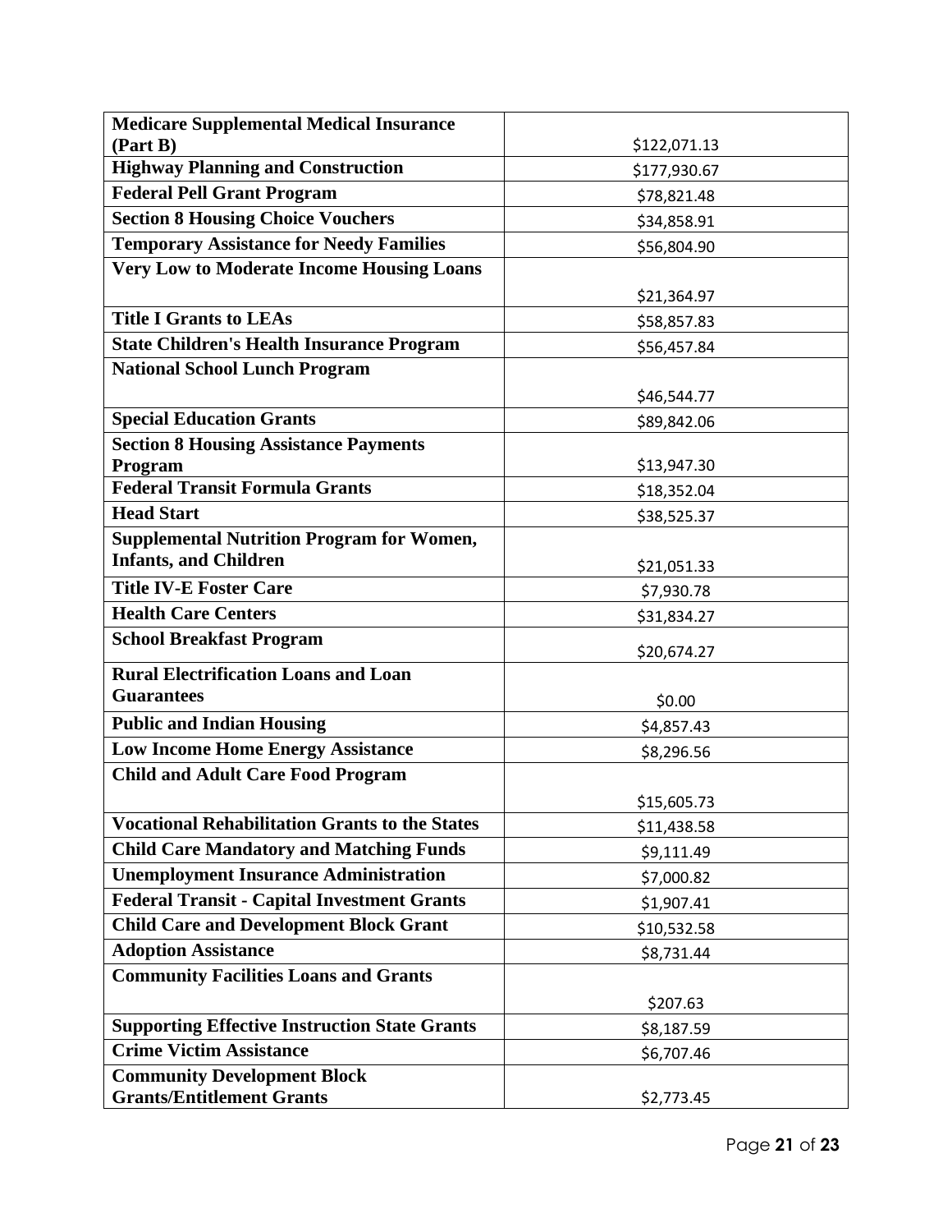| **Medicare Supplemental Medical Insurance (Part B)** | $122,071.13 |
|---|---|
| **Highway Planning and Construction** | $177,930.67 |
| **Federal Pell Grant Program** | $78,821.48 |
| **Section 8 Housing Choice Vouchers** | $34,858.91 |
| **Temporary Assistance for Needy Families** | $56,804.90 |
| **Very Low to Moderate Income Housing Loans** | $21,364.97 |
| **Title I Grants to LEAs** | $58,857.83 |
| **State Children's Health Insurance Program** | $56,457.84 |
| **National School Lunch Program** | $46,544.77 |
| **Special Education Grants** | $89,842.06 |
| **Section 8 Housing Assistance Payments Program** | $13,947.30 |
| **Federal Transit Formula Grants** | $18,352.04 |
| **Head Start** | $38,525.37 |
| **Supplemental Nutrition Program for Women, Infants, and Children** | $21,051.33 |
| **Title IV-E Foster Care** | $7,930.78 |
| **Health Care Centers** | $31,834.27 |
| **School Breakfast Program** | $20,674.27 |
| **Rural Electrification Loans and Loan Guarantees** | $0.00 |
| **Public and Indian Housing** | $4,857.43 |
| **Low Income Home Energy Assistance** | $8,296.56 |
| **Child and Adult Care Food Program** | $15,605.73 |
| **Vocational Rehabilitation Grants to the States** | $11,438.58 |
| **Child Care Mandatory and Matching Funds** | $9,111.49 |
| **Unemployment Insurance Administration** | $7,000.82 |
| **Federal Transit - Capital Investment Grants** | $1,907.41 |
| **Child Care and Development Block Grant** | $10,532.58 |
| **Adoption Assistance** | $8,731.44 |
| **Community Facilities Loans and Grants** | $207.63 |
| **Supporting Effective Instruction State Grants** | $8,187.59 |
| **Crime Victim Assistance** | $6,707.46 |
| **Community Development Block Grants/Entitlement Grants** | $2,773.45 |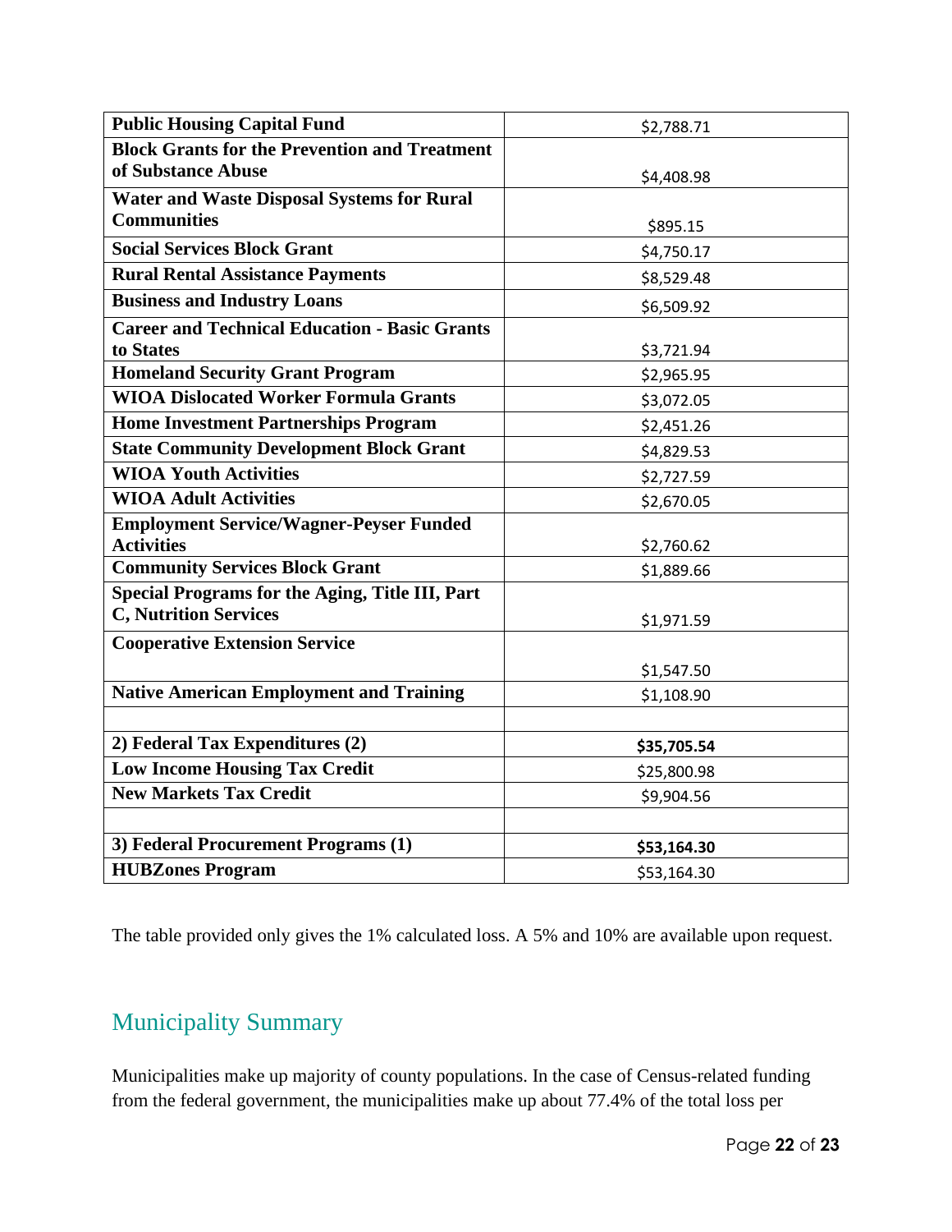| **Public Housing Capital Fund** | $2,788.71 |
|---|---|
| **Block Grants for the Prevention and Treatment of Substance Abuse** | $4,408.98 |
| **Water and Waste Disposal Systems for Rural Communities** | $895.15 |
| **Social Services Block Grant** | $4,750.17 |
| **Rural Rental Assistance Payments** | $8,529.48 |
| **Business and Industry Loans** | $6,509.92 |
| **Career and Technical Education - Basic Grants to States** | $3,721.94 |
| **Homeland Security Grant Program** | $2,965.95 |
| **WIOA Dislocated Worker Formula Grants** | $3,072.05 |
| **Home Investment Partnerships Program** | $2,451.26 |
| **State Community Development Block Grant** | $4,829.53 |
| **WIOA Youth Activities** | $2,727.59 |
| **WIOA Adult Activities** | $2,670.05 |
| **Employment Service/Wagner-Peyser Funded Activities** | $2,760.62 |
| **Community Services Block Grant** | $1,889.66 |
| **Special Programs for the Aging, Title III, Part C, Nutrition Services** | $1,971.59 |
| **Cooperative Extension Service** | $1,547.50 |
| **Native American Employment and Training** | $1,108.90 |
| | |
| **2) Federal Tax Expenditures (2)** | **$35,705.54** |
| **Low Income Housing Tax Credit** | $25,800.98 |
| **New Markets Tax Credit** | $9,904.56 |
| | |
| **3) Federal Procurement Programs (1)** | **$53,164.30** |
| **HUBZones Program** | $53,164.30 |

The table provided only gives the 1% calculated loss. A 5% and 10% are available upon request.

## Municipality Summary

Municipalities make up majority of county populations. In the case of Census-related funding from the federal government, the municipalities make up about 77.4% of the total loss per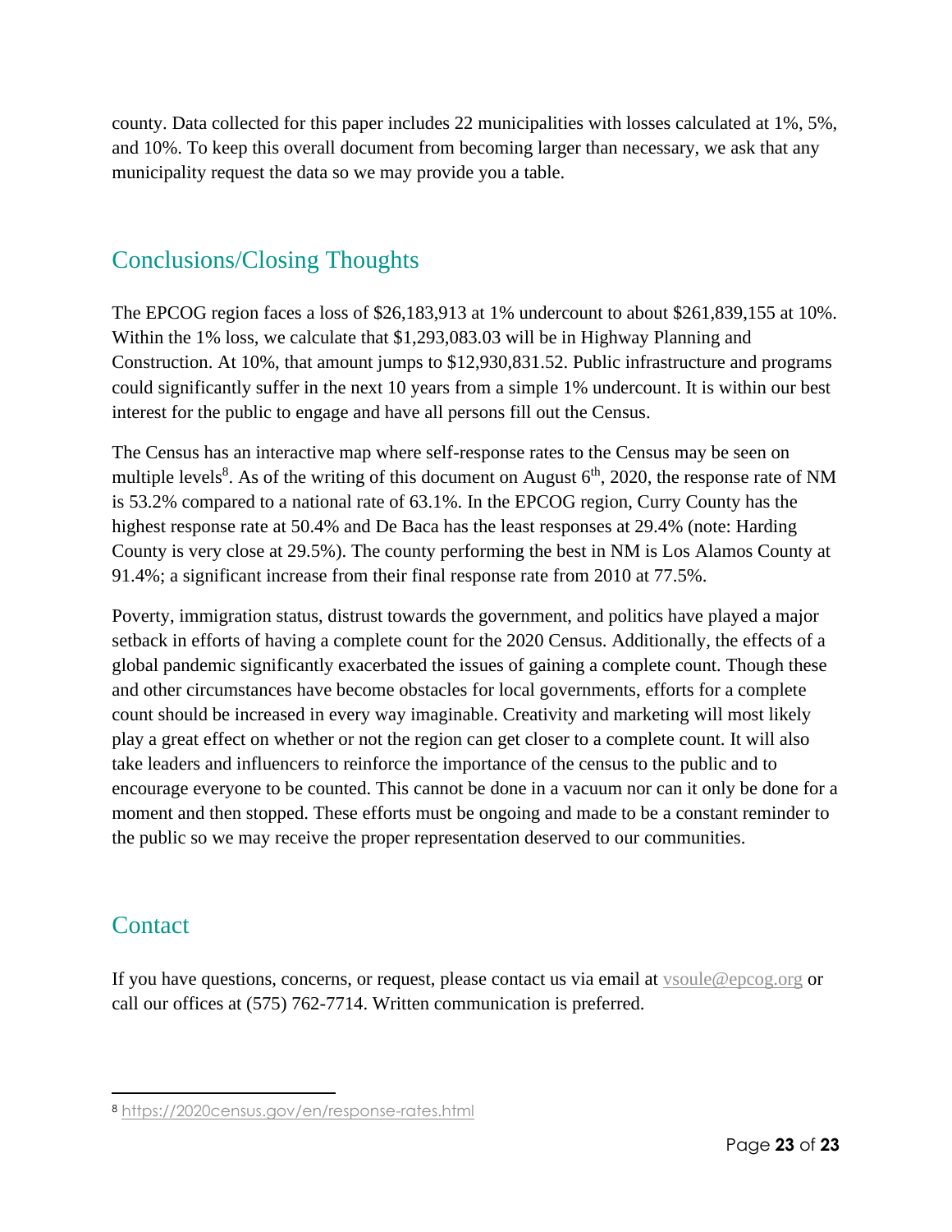county. Data collected for this paper includes 22 municipalities with losses calculated at 1%, 5%, and 10%. To keep this overall document from becoming larger than necessary, we ask that any municipality request the data so we may provide you a table.

## Conclusions/Closing Thoughts

The EPCOG region faces a loss of $26,183,913 at 1% undercount to about $261,839,155 at 10%. Within the 1% loss, we calculate that $1,293,083.03 will be in Highway Planning and Construction. At 10%, that amount jumps to $12,930,831.52. Public infrastructure and programs could significantly suffer in the next 10 years from a simple 1% undercount. It is within our best interest for the public to engage and have all persons fill out the Census.

The Census has an interactive map where self-response rates to the Census may be seen on multiple levels[8]. As of the writing of this document on August 6th, 2020, the response rate of NM is 53.2% compared to a national rate of 63.1%. In the EPCOG region, Curry County has the highest response rate at 50.4% and De Baca has the least responses at 29.4% (note: Harding County is very close at 29.5%). The county performing the best in NM is Los Alamos County at 91.4%; a significant increase from their final response rate from 2010 at 77.5%.

Poverty, immigration status, distrust towards the government, and politics have played a major setback in efforts of having a complete count for the 2020 Census. Additionally, the effects of a global pandemic significantly exacerbated the issues of gaining a complete count. Though these and other circumstances have become obstacles for local governments, efforts for a complete count should be increased in every way imaginable. Creativity and marketing will most likely play a great effect on whether or not the region can get closer to a complete count. It will also take leaders and influencers to reinforce the importance of the census to the public and to encourage everyone to be counted. This cannot be done in a vacuum nor can it only be done for a moment and then stopped. These efforts must be ongoing and made to be a constant reminder to the public so we may receive the proper representation deserved to our communities.

## Contact

If you have questions, concerns, or request, please contact us via email at vsoule@epcog.org or call our offices at (575) 762-7714. Written communication is preferred.

---

[8] https://2020census.gov/en/response-rates.html